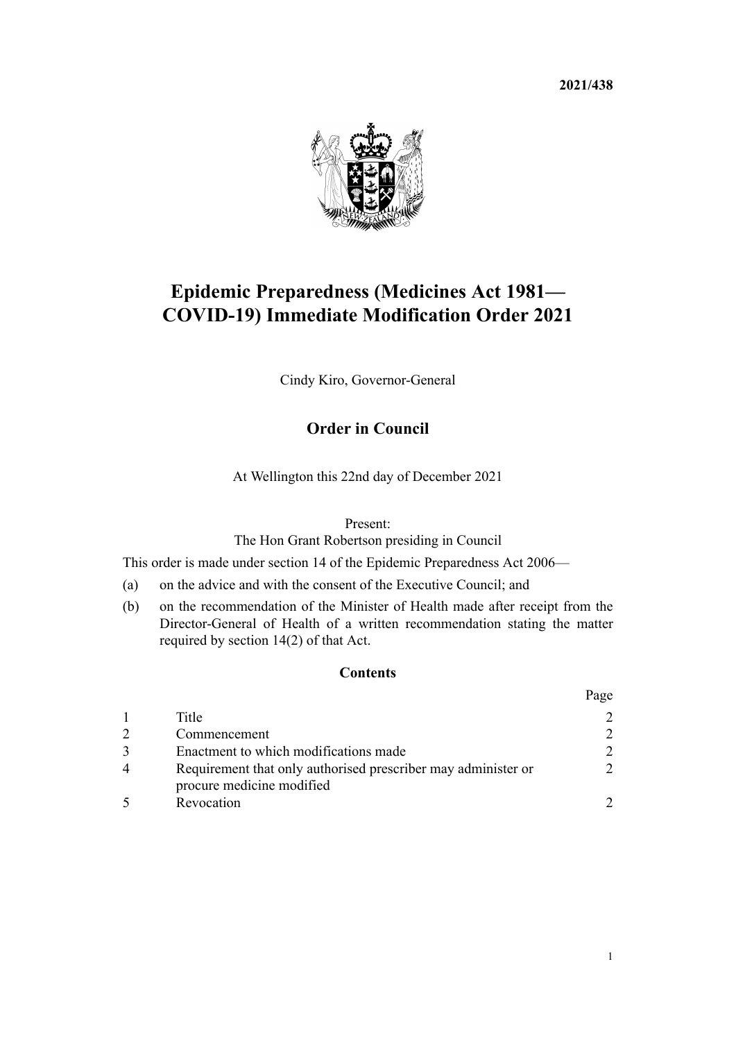**2021/438**

# Epidemic Preparedness (Medicines Act 1981—COVID-19) Immediate Modification Order 2021

Cindy Kiro, Governor-General

## Order in Council

At Wellington this 22nd day of December 2021

Present:
The Hon Grant Robertson presiding in Council

This order is made under section 14 of the Epidemic Preparedness Act 2006—

(a) on the advice and with the consent of the Executive Council; and

(b) on the recommendation of the Minister of Health made after receipt from the Director-General of Health of a written recommendation stating the matter required by section 14(2) of that Act.

### Contents

| | | Page |
|---|---|---|
| 1 | Title | 2 |
| 2 | Commencement | 2 |
| 3 | Enactment to which modifications made | 2 |
| 4 | Requirement that only authorised prescriber may administer or procure medicine modified | 2 |
| 5 | Revocation | 2 |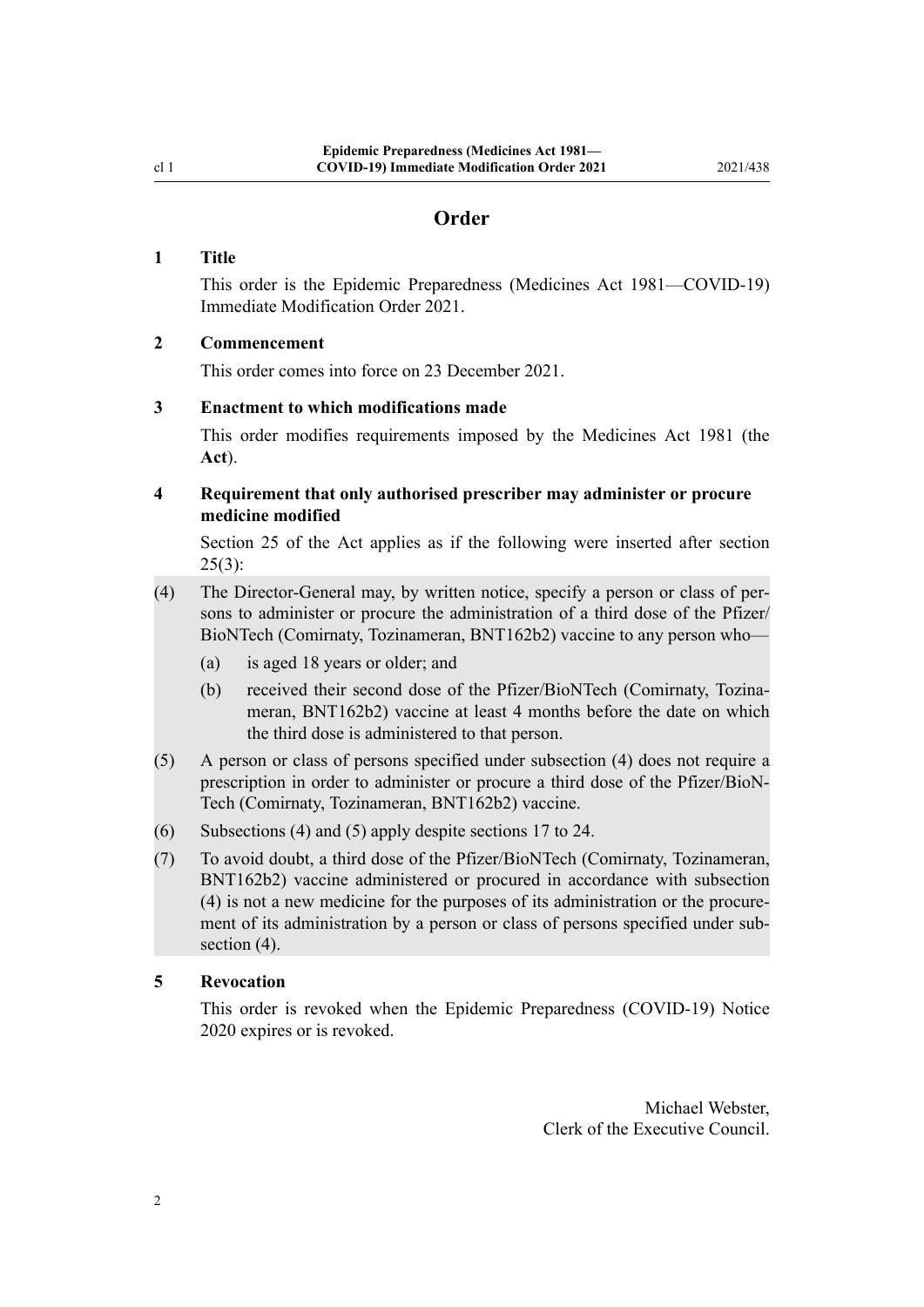## Order

### 1 Title

This order is the Epidemic Preparedness (Medicines Act 1981—COVID-19) Immediate Modification Order 2021.

### 2 Commencement

This order comes into force on 23 December 2021.

### 3 Enactment to which modifications made

This order modifies requirements imposed by the Medicines Act 1981 (the **Act**).

### 4 Requirement that only authorised prescriber may administer or procure medicine modified

Section 25 of the Act applies as if the following were inserted after section 25(3):

(4) The Director-General may, by written notice, specify a person or class of persons to administer or procure the administration of a third dose of the Pfizer/BioNTech (Comirnaty, Tozinameran, BNT162b2) vaccine to any person who—

- (a) is aged 18 years or older; and
- (b) received their second dose of the Pfizer/BioNTech (Comirnaty, Tozinameran, BNT162b2) vaccine at least 4 months before the date on which the third dose is administered to that person.

(5) A person or class of persons specified under subsection (4) does not require a prescription in order to administer or procure a third dose of the Pfizer/BioNTech (Comirnaty, Tozinameran, BNT162b2) vaccine.

(6) Subsections (4) and (5) apply despite sections 17 to 24.

(7) To avoid doubt, a third dose of the Pfizer/BioNTech (Comirnaty, Tozinameran, BNT162b2) vaccine administered or procured in accordance with subsection (4) is not a new medicine for the purposes of its administration or the procurement of its administration by a person or class of persons specified under subsection (4).

### 5 Revocation

This order is revoked when the Epidemic Preparedness (COVID-19) Notice 2020 expires or is revoked.

Michael Webster,
Clerk of the Executive Council.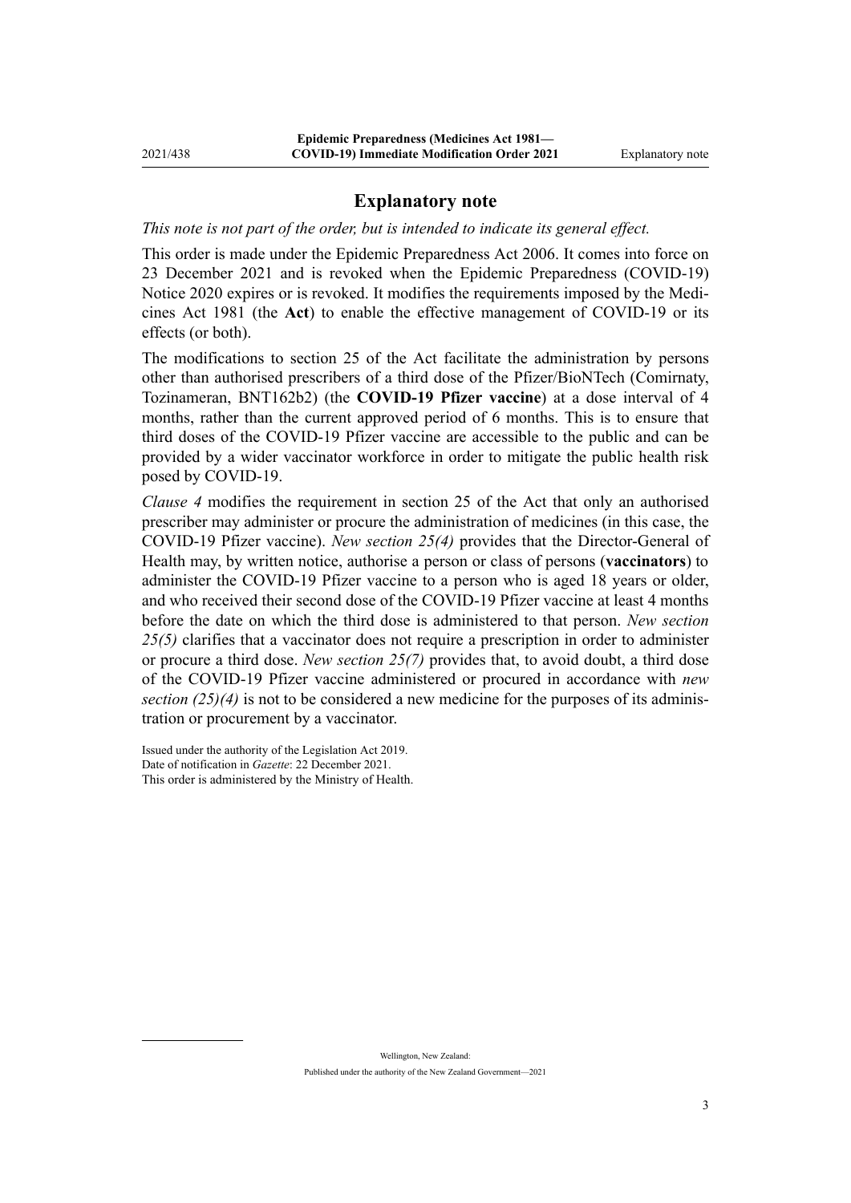## Explanatory note

*This note is not part of the order, but is intended to indicate its general effect.*

This order is made under the Epidemic Preparedness Act 2006. It comes into force on 23 December 2021 and is revoked when the Epidemic Preparedness (COVID-19) Notice 2020 expires or is revoked. It modifies the requirements imposed by the Medicines Act 1981 (the **Act**) to enable the effective management of COVID-19 or its effects (or both).

The modifications to section 25 of the Act facilitate the administration by persons other than authorised prescribers of a third dose of the Pfizer/BioNTech (Comirnaty, Tozinameran, BNT162b2) (the **COVID-19 Pfizer vaccine**) at a dose interval of 4 months, rather than the current approved period of 6 months. This is to ensure that third doses of the COVID-19 Pfizer vaccine are accessible to the public and can be provided by a wider vaccinator workforce in order to mitigate the public health risk posed by COVID-19.

*Clause 4* modifies the requirement in section 25 of the Act that only an authorised prescriber may administer or procure the administration of medicines (in this case, the COVID-19 Pfizer vaccine). *New section 25(4)* provides that the Director-General of Health may, by written notice, authorise a person or class of persons (**vaccinators**) to administer the COVID-19 Pfizer vaccine to a person who is aged 18 years or older, and who received their second dose of the COVID-19 Pfizer vaccine at least 4 months before the date on which the third dose is administered to that person. *New section 25(5)* clarifies that a vaccinator does not require a prescription in order to administer or procure a third dose. *New section 25(7)* provides that, to avoid doubt, a third dose of the COVID-19 Pfizer vaccine administered or procured in accordance with *new section (25)(4)* is not to be considered a new medicine for the purposes of its administration or procurement by a vaccinator.

Issued under the authority of the Legislation Act 2019.
Date of notification in *Gazette*: 22 December 2021.
This order is administered by the Ministry of Health.

Wellington, New Zealand:
Published under the authority of the New Zealand Government—2021